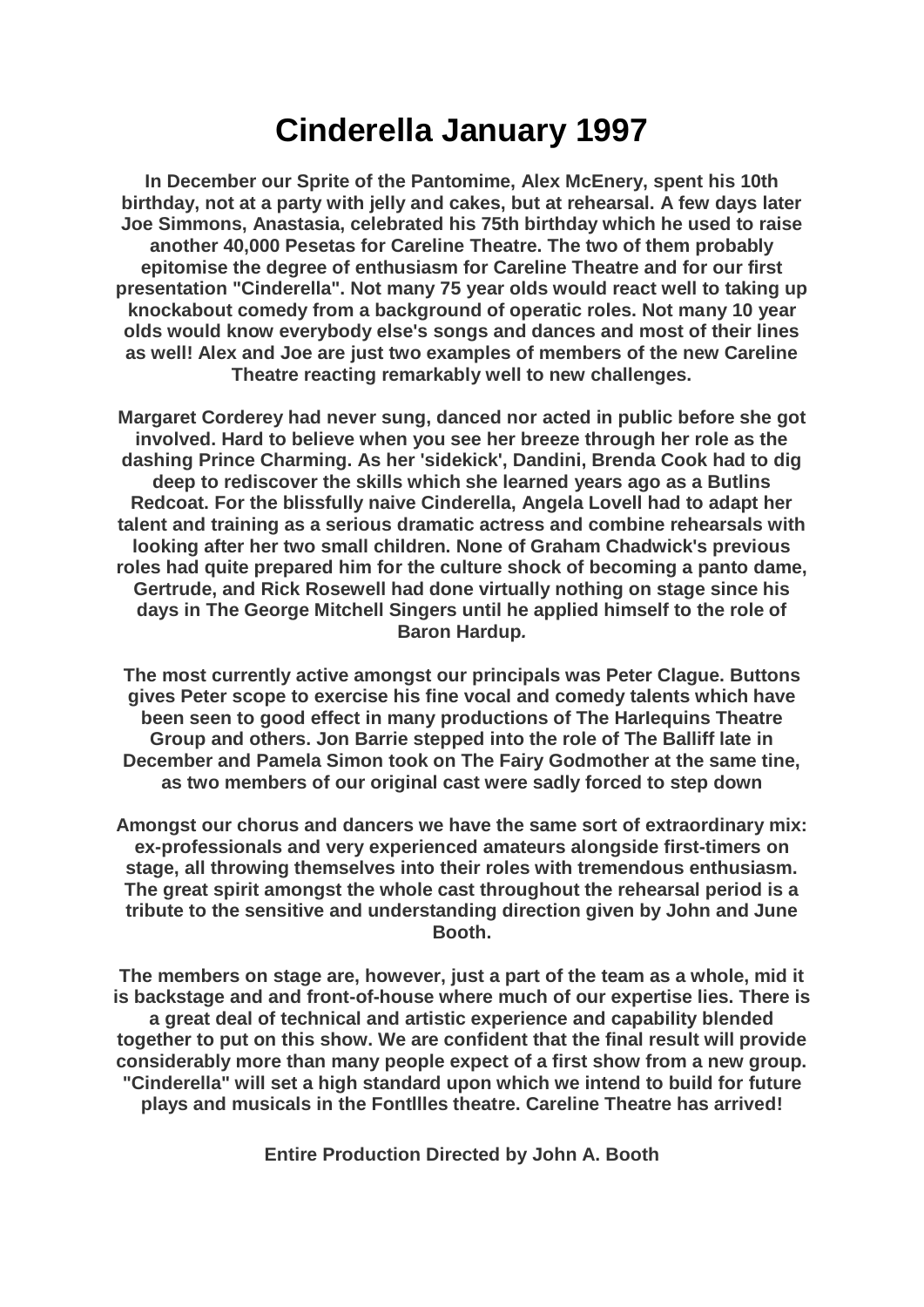# Cinderella January 1997

**In December our Sprite of the Pantomime, Alex McEnery, spent his 10th birthday, not at a party with jelly and cakes, but at rehearsal. A few days later Joe Simmons, Anastasia, celebrated his 75th birthday which he used to raise another 40,000 Pesetas for Careline Theatre. The two of them probably epitomise the degree of enthusiasm for Careline Theatre and for our first presentation "Cinderella". Not many 75 year olds would react well to taking up knockabout comedy from a background of operatic roles. Not many 10 year olds would know everybody else's songs and dances and most of their lines as well! Alex and Joe are just two examples of members of the new Careline Theatre reacting remarkably well to new challenges.**

**Margaret Corderey had never sung, danced nor acted in public before she got involved. Hard to believe when you see her breeze through her role as the dashing Prince Charming. As her 'sidekick', Dandini, Brenda Cook had to dig deep to rediscover the skills which she learned years ago as a Butlins Redcoat. For the blissfully naive Cinderella, Angela Lovell had to adapt her talent and training as a serious dramatic actress and combine rehearsals with looking after her two small children. None of Graham Chadwick's previous roles had quite prepared him for the culture shock of becoming a panto dame, Gertrude, and Rick Rosewell had done virtually nothing on stage since his days in The George Mitchell Singers until he applied himself to the role of Baron Hardup.**

**The most currently active amongst our principals was Peter Clague. Buttons gives Peter scope to exercise his fine vocal and comedy talents which have been seen to good effect in many productions of The Harlequins Theatre Group and others. Jon Barrie stepped into the role of The Balliff late in December and Pamela Simon took on The Fairy Godmother at the same tine, as two members of our original cast were sadly forced to step down**

**Amongst our chorus and dancers we have the same sort of extraordinary mix: ex-professionals and very experienced amateurs alongside first-timers on stage, all throwing themselves into their roles with tremendous enthusiasm. The great spirit amongst the whole cast throughout the rehearsal period is a tribute to the sensitive and understanding direction given by John and June Booth.**

**The members on stage are, however, just a part of the team as a whole, mid it is backstage and and front-of-house where much of our expertise lies. There is a great deal of technical and artistic experience and capability blended together to put on this show. We are confident that the final result will provide considerably more than many people expect of a first show from a new group. "Cinderella" will set a high standard upon which we intend to build for future plays and musicals in the Fontllles theatre. Careline Theatre has arrived!**

**Entire Production Directed by John A. Booth**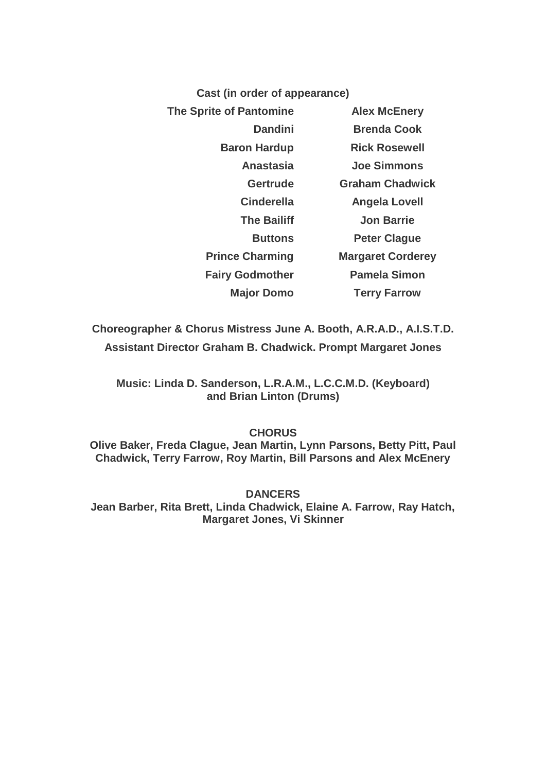**Cast (in order of appearance)**

| | |
|---|---|
| **The Sprite of Pantomine** | **Alex McEnery** |
| **Dandini** | **Brenda Cook** |
| **Baron Hardup** | **Rick Rosewell** |
| **Anastasia** | **Joe Simmons** |
| **Gertrude** | **Graham Chadwick** |
| **Cinderella** | **Angela Lovell** |
| **The Bailiff** | **Jon Barrie** |
| **Buttons** | **Peter Clague** |
| **Prince Charming** | **Margaret Corderey** |
| **Fairy Godmother** | **Pamela Simon** |
| **Major Domo** | **Terry Farrow** |

**Choreographer & Chorus Mistress June A. Booth, A.R.A.D., A.I.S.T.D.**

**Assistant Director Graham B. Chadwick. Prompt Margaret Jones**

**Music: Linda D. Sanderson, L.R.A.M., L.C.C.M.D. (Keyboard) and Brian Linton (Drums)**

**CHORUS**

**Olive Baker, Freda Clague, Jean Martin, Lynn Parsons, Betty Pitt, Paul Chadwick, Terry Farrow, Roy Martin, Bill Parsons and Alex McEnery**

**DANCERS**

**Jean Barber, Rita Brett, Linda Chadwick, Elaine A. Farrow, Ray Hatch, Margaret Jones, Vi Skinner**